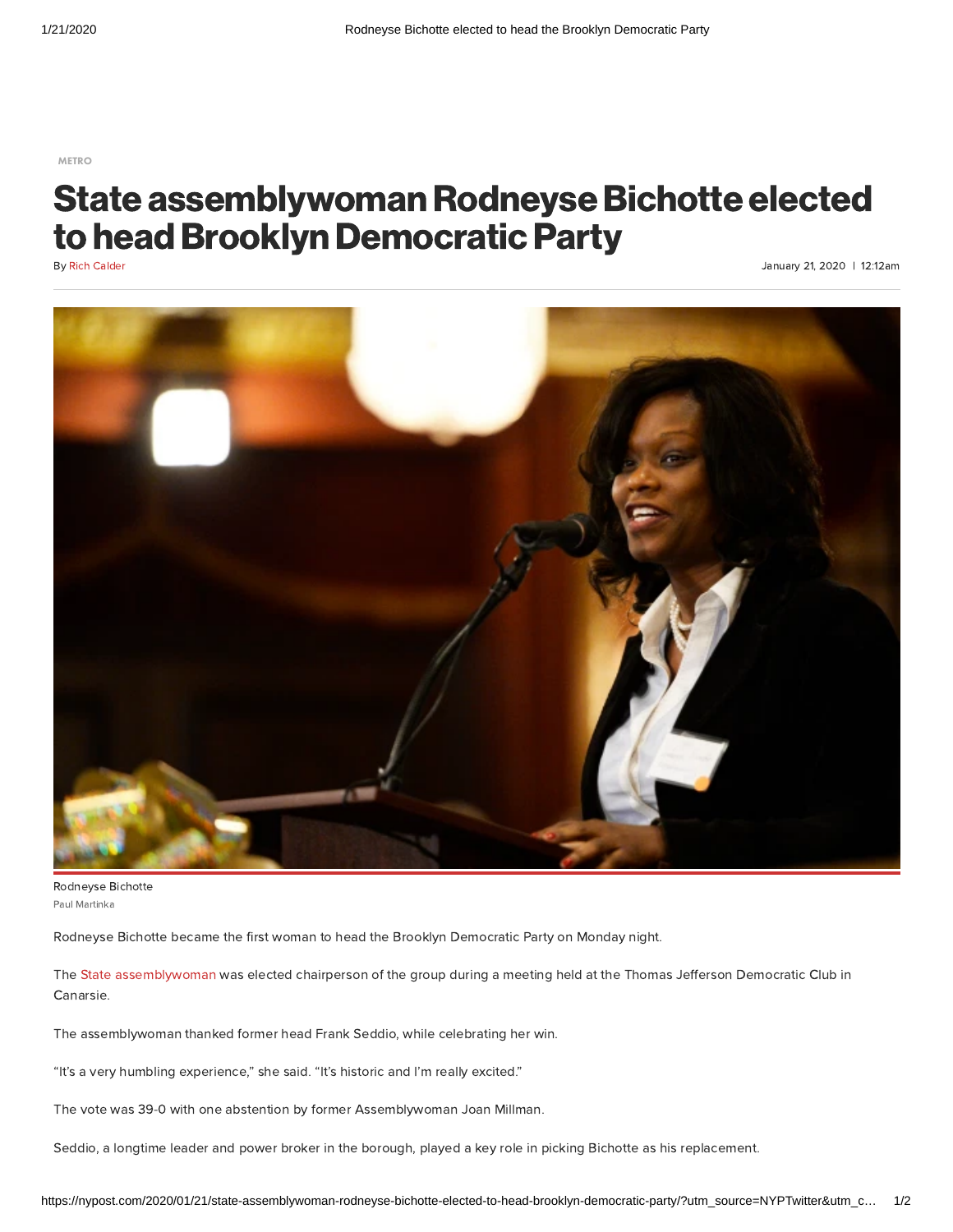METRO

# State assemblywoman Rodneyse Bichotte elected to head Brooklyn Democratic Party

By Rich Calder

January 21, 2020 | 12:12am

Rodneyse Bichotte
Paul Martinka

Rodneyse Bichotte became the first woman to head the Brooklyn Democratic Party on Monday night.

The State assemblywoman was elected chairperson of the group during a meeting held at the Thomas Jefferson Democratic Club in Canarsie.

The assemblywoman thanked former head Frank Seddio, while celebrating her win.

"It's a very humbling experience," she said. "It's historic and I'm really excited."

The vote was 39-0 with one abstention by former Assemblywoman Joan Millman.

Seddio, a longtime leader and power broker in the borough, played a key role in picking Bichotte as his replacement.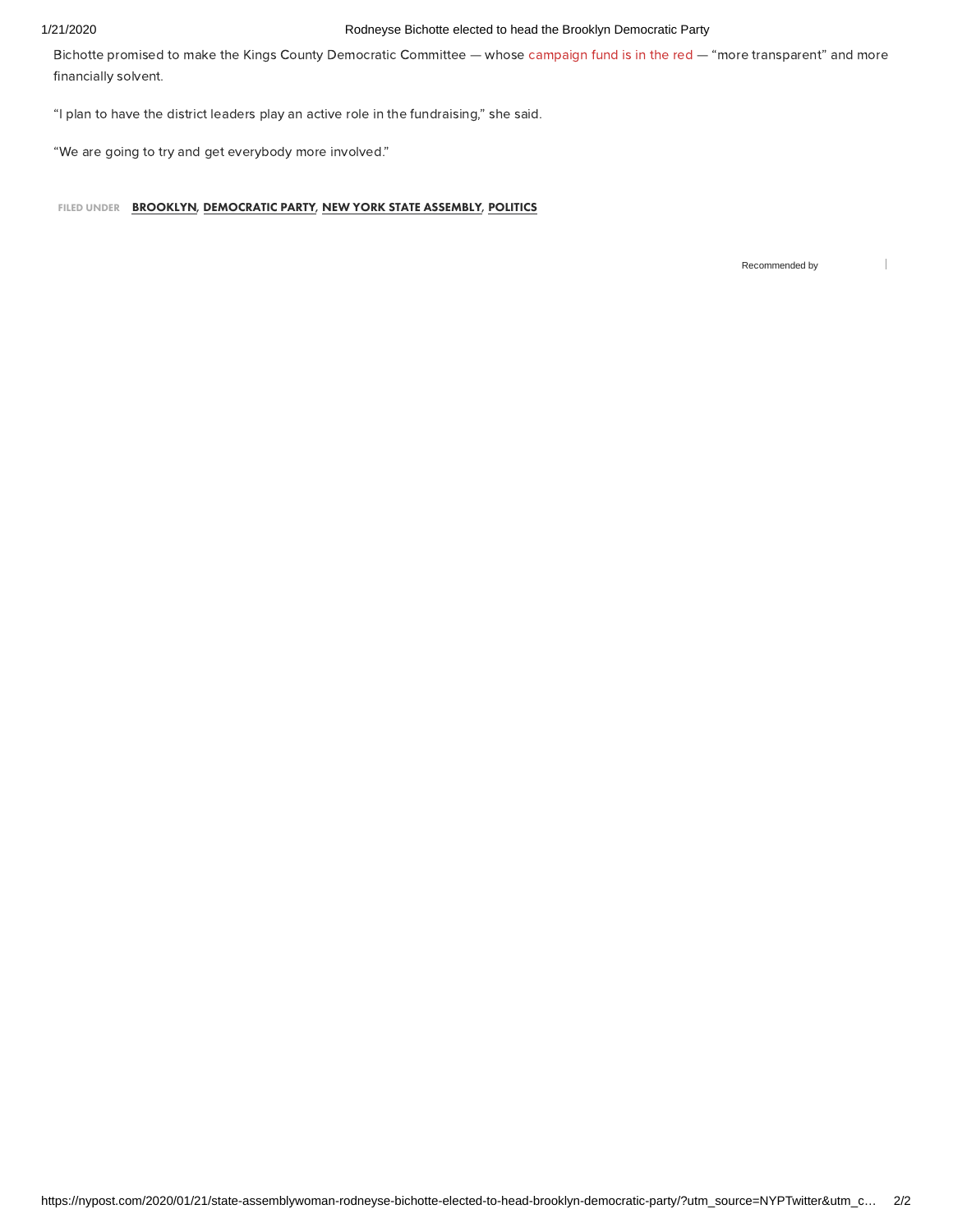Bichotte promised to make the Kings County Democratic Committee — whose campaign fund is in the red — "more transparent" and more financially solvent.

"I plan to have the district leaders play an active role in the fundraising," she said.

"We are going to try and get everybody more involved."

FILED UNDER **BROOKLYN**, **DEMOCRATIC PARTY**, **NEW YORK STATE ASSEMBLY**, **POLITICS**

Recommended by